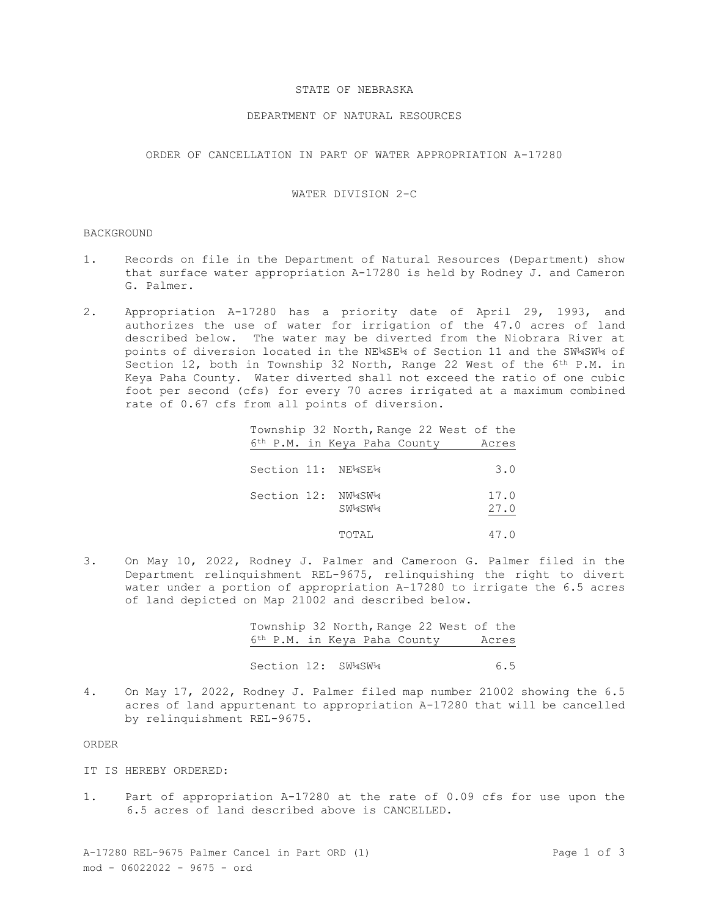STATE OF NEBRASKA

DEPARTMENT OF NATURAL RESOURCES

ORDER OF CANCELLATION IN PART OF WATER APPROPRIATION A-17280

WATER DIVISION 2-C

BACKGROUND

1. Records on file in the Department of Natural Resources (Department) show that surface water appropriation A-17280 is held by Rodney J. and Cameron G. Palmer.

2. Appropriation A-17280 has a priority date of April 29, 1993, and authorizes the use of water for irrigation of the 47.0 acres of land described below. The water may be diverted from the Niobrara River at points of diversion located in the NE¼SE¼ of Section 11 and the SW¼SW¼ of Section 12, both in Township 32 North, Range 22 West of the 6th P.M. in Keya Paha County. Water diverted shall not exceed the ratio of one cubic foot per second (cfs) for every 70 acres irrigated at a maximum combined rate of 0.67 cfs from all points of diversion.

| Township 32 North, Range 22 West of the 6th P.M. in Keya Paha County | | Acres |
|---|---|---|
| Section 11: | NE¼SE¼ | 3.0 |
| Section 12: | NW¼SW¼ | 17.0 |
| | SW¼SW¼ | 27.0 |
| | TOTAL | 47.0 |

3. On May 10, 2022, Rodney J. Palmer and Cameroon G. Palmer filed in the Department relinquishment REL-9675, relinquishing the right to divert water under a portion of appropriation A-17280 to irrigate the 6.5 acres of land depicted on Map 21002 and described below.

| Township 32 North, Range 22 West of the 6th P.M. in Keya Paha County | | Acres |
|---|---|---|
| Section 12: | SW¼SW¼ | 6.5 |

4. On May 17, 2022, Rodney J. Palmer filed map number 21002 showing the 6.5 acres of land appurtenant to appropriation A-17280 that will be cancelled by relinquishment REL-9675.

ORDER

IT IS HEREBY ORDERED:

1. Part of appropriation A-17280 at the rate of 0.09 cfs for use upon the 6.5 acres of land described above is CANCELLED.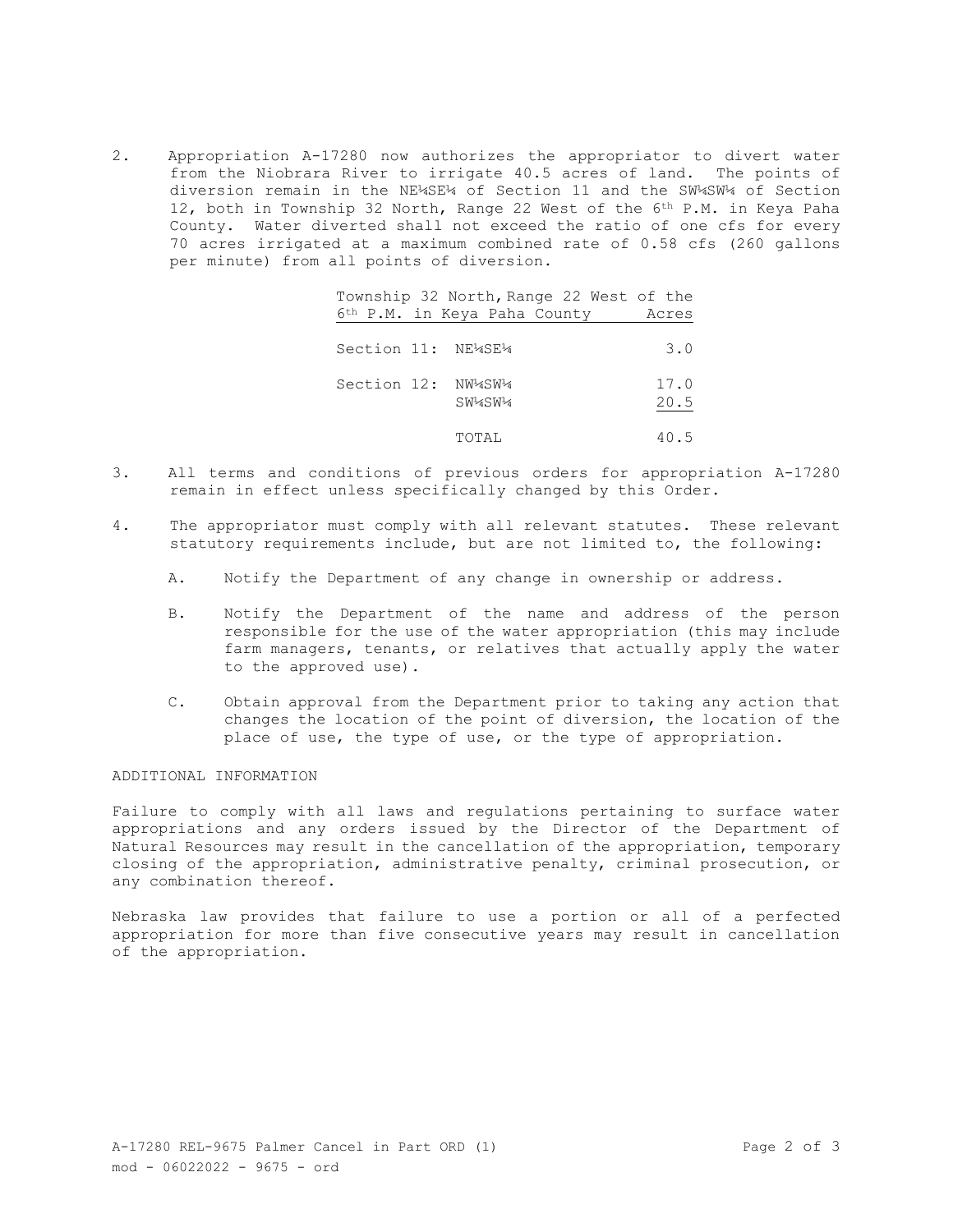2. Appropriation A-17280 now authorizes the appropriator to divert water from the Niobrara River to irrigate 40.5 acres of land. The points of diversion remain in the NE¼SE¼ of Section 11 and the SW¼SW¼ of Section 12, both in Township 32 North, Range 22 West of the 6th P.M. in Keya Paha County. Water diverted shall not exceed the ratio of one cfs for every 70 acres irrigated at a maximum combined rate of 0.58 cfs (260 gallons per minute) from all points of diversion.

| Township 32 North, Range 22 West of the 6th P.M. in Keya Paha County | | Acres |
|---|---|---|
| Section 11: | NE¼SE¼ | 3.0 |
| Section 12: | NW¼SW¼ | 17.0 |
| | SW¼SW¼ | 20.5 |
| | TOTAL | 40.5 |

3. All terms and conditions of previous orders for appropriation A-17280 remain in effect unless specifically changed by this Order.

4. The appropriator must comply with all relevant statutes. These relevant statutory requirements include, but are not limited to, the following:

   A. Notify the Department of any change in ownership or address.

   B. Notify the Department of the name and address of the person responsible for the use of the water appropriation (this may include farm managers, tenants, or relatives that actually apply the water to the approved use).

   C. Obtain approval from the Department prior to taking any action that changes the location of the point of diversion, the location of the place of use, the type of use, or the type of appropriation.

ADDITIONAL INFORMATION

Failure to comply with all laws and regulations pertaining to surface water appropriations and any orders issued by the Director of the Department of Natural Resources may result in the cancellation of the appropriation, temporary closing of the appropriation, administrative penalty, criminal prosecution, or any combination thereof.

Nebraska law provides that failure to use a portion or all of a perfected appropriation for more than five consecutive years may result in cancellation of the appropriation.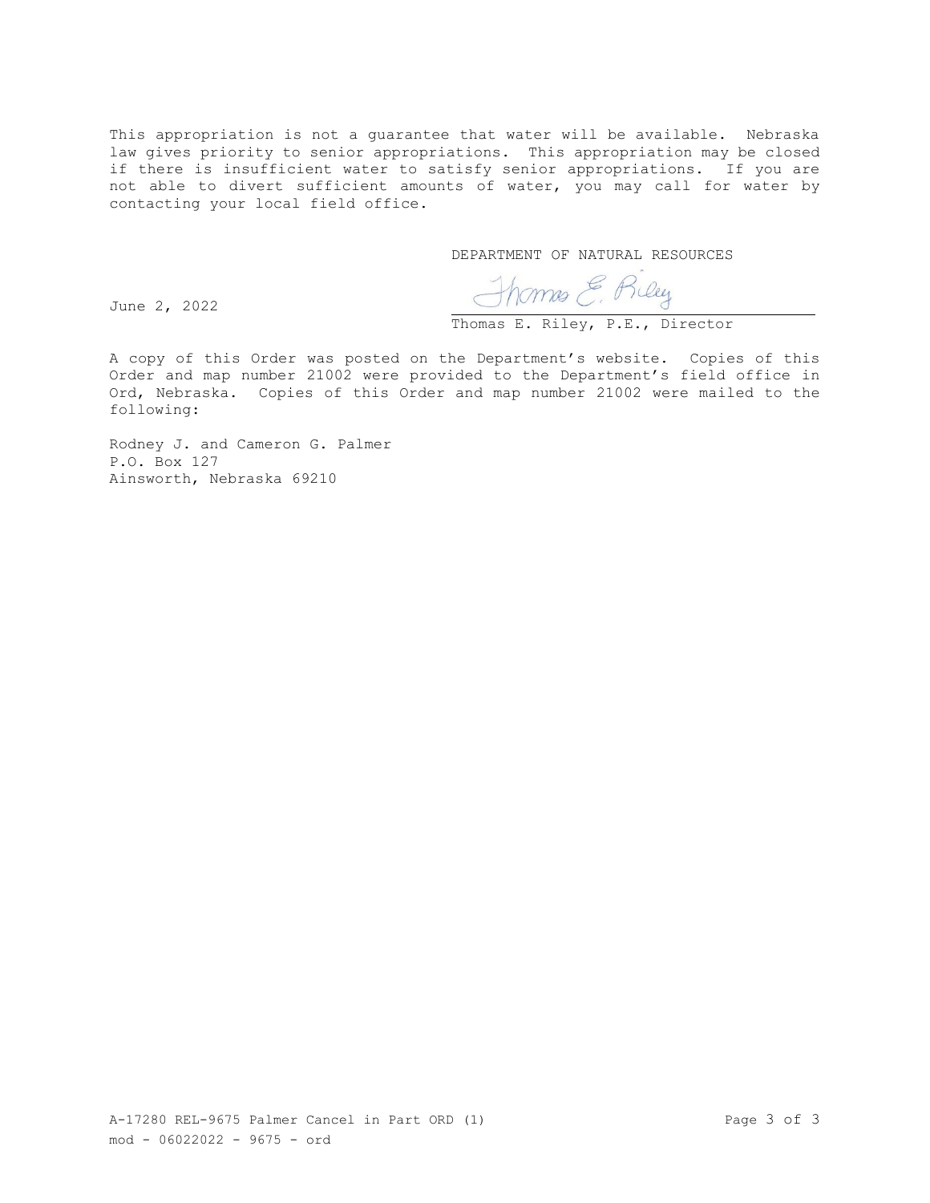This appropriation is not a guarantee that water will be available. Nebraska law gives priority to senior appropriations. This appropriation may be closed if there is insufficient water to satisfy senior appropriations. If you are not able to divert sufficient amounts of water, you may call for water by contacting your local field office.

DEPARTMENT OF NATURAL RESOURCES

June 2, 2022

Thomas E. Riley

Thomas E. Riley, P.E., Director

A copy of this Order was posted on the Department's website. Copies of this Order and map number 21002 were provided to the Department's field office in Ord, Nebraska. Copies of this Order and map number 21002 were mailed to the following:

Rodney J. and Cameron G. Palmer
P.O. Box 127
Ainsworth, Nebraska 69210

A-17280 REL-9675 Palmer Cancel in Part ORD (1)
mod - 06022022 - 9675 - ord